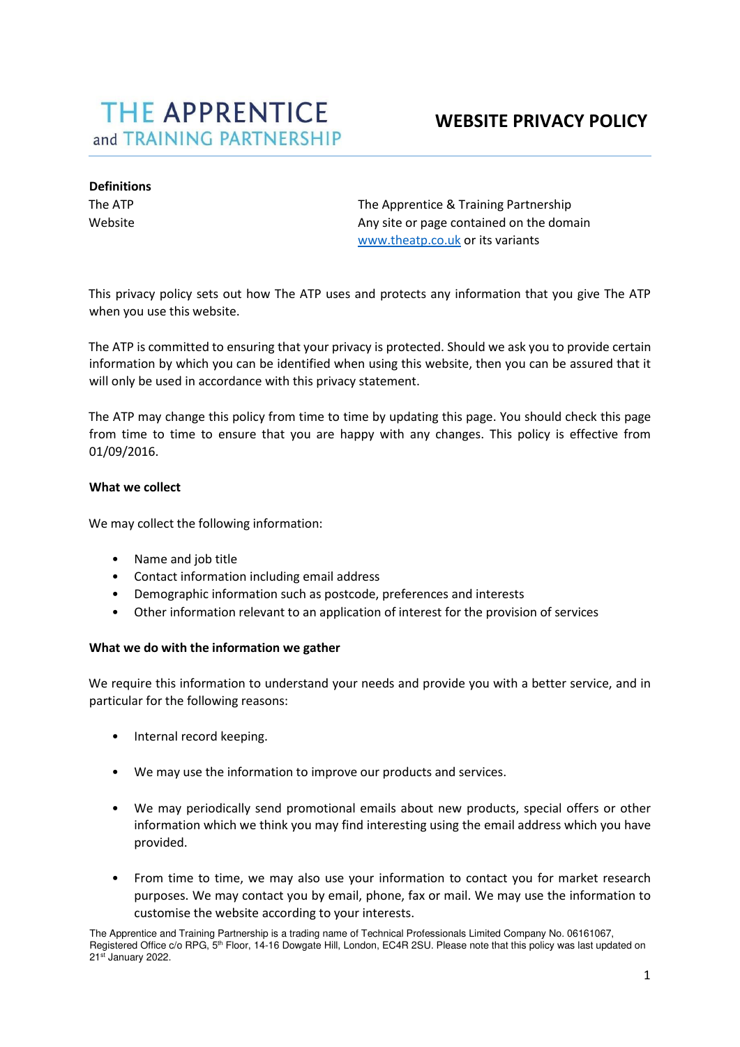# THE APPRENTICE and TRAINING PARTNERSHIP

# WEBSITE PRIVACY POLICY

**Definitions**

| | |
|---|---|
| The ATP | The Apprentice & Training Partnership |
| Website | Any site or page contained on the domain www.theatp.co.uk or its variants |

This privacy policy sets out how The ATP uses and protects any information that you give The ATP when you use this website.

The ATP is committed to ensuring that your privacy is protected. Should we ask you to provide certain information by which you can be identified when using this website, then you can be assured that it will only be used in accordance with this privacy statement.

The ATP may change this policy from time to time by updating this page. You should check this page from time to time to ensure that you are happy with any changes. This policy is effective from 01/09/2016.

**What we collect**

We may collect the following information:

- Name and job title
- Contact information including email address
- Demographic information such as postcode, preferences and interests
- Other information relevant to an application of interest for the provision of services

**What we do with the information we gather**

We require this information to understand your needs and provide you with a better service, and in particular for the following reasons:

- Internal record keeping.
- We may use the information to improve our products and services.
- We may periodically send promotional emails about new products, special offers or other information which we think you may find interesting using the email address which you have provided.
- From time to time, we may also use your information to contact you for market research purposes. We may contact you by email, phone, fax or mail. We may use the information to customise the website according to your interests.

The Apprentice and Training Partnership is a trading name of Technical Professionals Limited Company No. 06161067, Registered Office c/o RPG, 5th Floor, 14-16 Dowgate Hill, London, EC4R 2SU. Please note that this policy was last updated on 21st January 2022.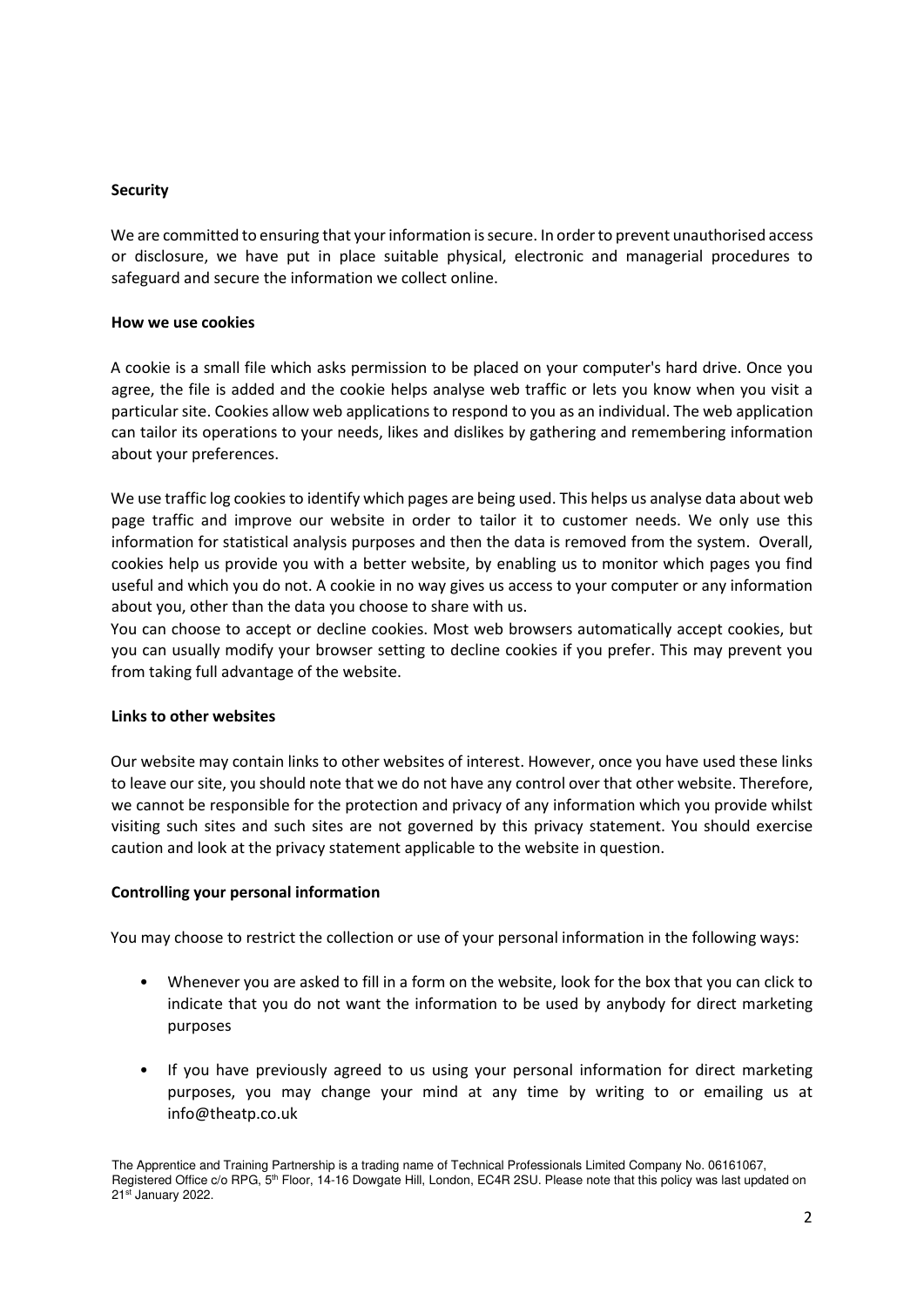**Security**

We are committed to ensuring that your information is secure. In order to prevent unauthorised access or disclosure, we have put in place suitable physical, electronic and managerial procedures to safeguard and secure the information we collect online.

**How we use cookies**

A cookie is a small file which asks permission to be placed on your computer's hard drive. Once you agree, the file is added and the cookie helps analyse web traffic or lets you know when you visit a particular site. Cookies allow web applications to respond to you as an individual. The web application can tailor its operations to your needs, likes and dislikes by gathering and remembering information about your preferences.

We use traffic log cookies to identify which pages are being used. This helps us analyse data about web page traffic and improve our website in order to tailor it to customer needs. We only use this information for statistical analysis purposes and then the data is removed from the system. Overall, cookies help us provide you with a better website, by enabling us to monitor which pages you find useful and which you do not. A cookie in no way gives us access to your computer or any information about you, other than the data you choose to share with us.
You can choose to accept or decline cookies. Most web browsers automatically accept cookies, but you can usually modify your browser setting to decline cookies if you prefer. This may prevent you from taking full advantage of the website.

**Links to other websites**

Our website may contain links to other websites of interest. However, once you have used these links to leave our site, you should note that we do not have any control over that other website. Therefore, we cannot be responsible for the protection and privacy of any information which you provide whilst visiting such sites and such sites are not governed by this privacy statement. You should exercise caution and look at the privacy statement applicable to the website in question.

**Controlling your personal information**

You may choose to restrict the collection or use of your personal information in the following ways:

- Whenever you are asked to fill in a form on the website, look for the box that you can click to indicate that you do not want the information to be used by anybody for direct marketing purposes
- If you have previously agreed to us using your personal information for direct marketing purposes, you may change your mind at any time by writing to or emailing us at info@theatp.co.uk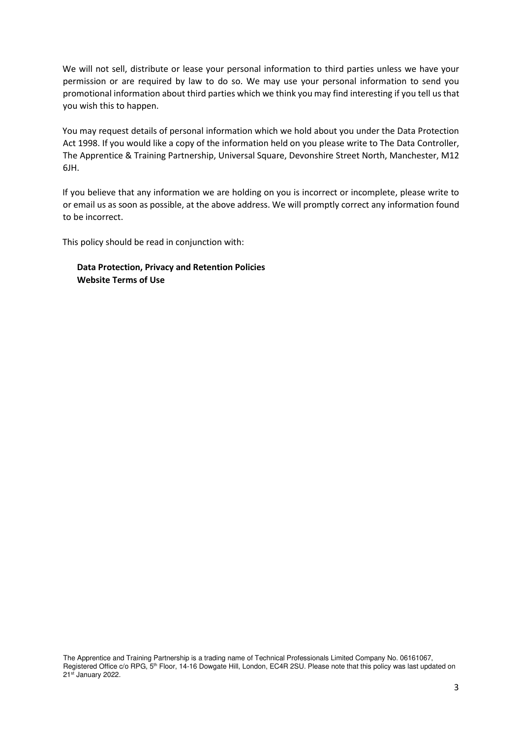We will not sell, distribute or lease your personal information to third parties unless we have your permission or are required by law to do so. We may use your personal information to send you promotional information about third parties which we think you may find interesting if you tell us that you wish this to happen.

You may request details of personal information which we hold about you under the Data Protection Act 1998. If you would like a copy of the information held on you please write to The Data Controller, The Apprentice & Training Partnership, Universal Square, Devonshire Street North, Manchester, M12 6JH.

If you believe that any information we are holding on you is incorrect or incomplete, please write to or email us as soon as possible, at the above address. We will promptly correct any information found to be incorrect.

This policy should be read in conjunction with:

**Data Protection, Privacy and Retention Policies**
**Website Terms of Use**

The Apprentice and Training Partnership is a trading name of Technical Professionals Limited Company No. 06161067, Registered Office c/o RPG, 5th Floor, 14-16 Dowgate Hill, London, EC4R 2SU. Please note that this policy was last updated on 21st January 2022.